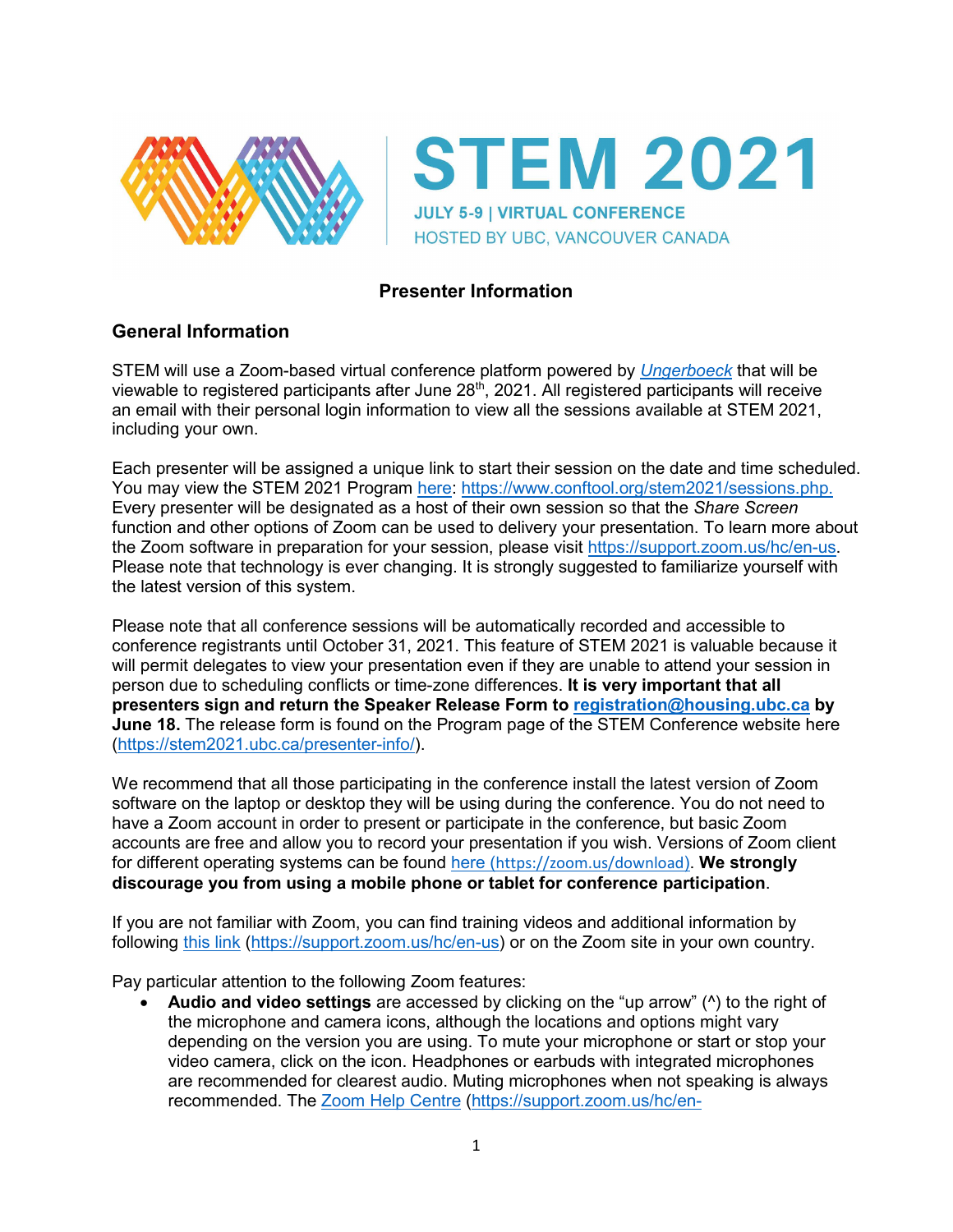# STEM 2021

JULY 5-9 | VIRTUAL CONFERENCE

HOSTED BY UBC, VANCOUVER CANADA

## Presenter Information

### General Information

STEM will use a Zoom-based virtual conference platform powered by *Ungerboeck* that will be viewable to registered participants after June 28th, 2021. All registered participants will receive an email with their personal login information to view all the sessions available at STEM 2021, including your own.

Each presenter will be assigned a unique link to start their session on the date and time scheduled. You may view the STEM 2021 Program here: https://www.conftool.org/stem2021/sessions.php. Every presenter will be designated as a host of their own session so that the *Share Screen* function and other options of Zoom can be used to delivery your presentation. To learn more about the Zoom software in preparation for your session, please visit https://support.zoom.us/hc/en-us. Please note that technology is ever changing. It is strongly suggested to familiarize yourself with the latest version of this system.

Please note that all conference sessions will be automatically recorded and accessible to conference registrants until October 31, 2021. This feature of STEM 2021 is valuable because it will permit delegates to view your presentation even if they are unable to attend your session in person due to scheduling conflicts or time-zone differences. **It is very important that all presenters sign and return the Speaker Release Form to registration@housing.ubc.ca by June 18.** The release form is found on the Program page of the STEM Conference website here (https://stem2021.ubc.ca/presenter-info/).

We recommend that all those participating in the conference install the latest version of Zoom software on the laptop or desktop they will be using during the conference. You do not need to have a Zoom account in order to present or participate in the conference, but basic Zoom accounts are free and allow you to record your presentation if you wish. Versions of Zoom client for different operating systems can be found here (https://zoom.us/download). **We strongly discourage you from using a mobile phone or tablet for conference participation**.

If you are not familiar with Zoom, you can find training videos and additional information by following this link (https://support.zoom.us/hc/en-us) or on the Zoom site in your own country.

Pay particular attention to the following Zoom features:

- **Audio and video settings** are accessed by clicking on the "up arrow" (^) to the right of the microphone and camera icons, although the locations and options might vary depending on the version you are using. To mute your microphone or start or stop your video camera, click on the icon. Headphones or earbuds with integrated microphones are recommended for clearest audio. Muting microphones when not speaking is always recommended. The Zoom Help Centre (https://support.zoom.us/hc/en-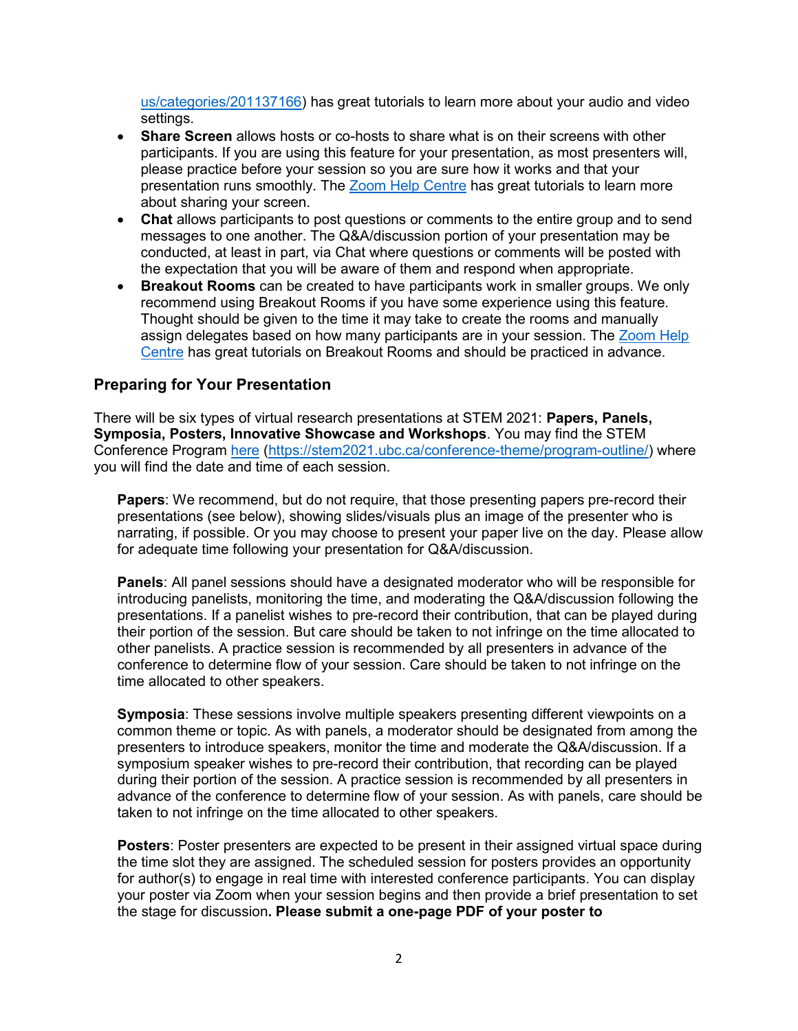us/categories/201137166) has great tutorials to learn more about your audio and video settings.

- **Share Screen** allows hosts or co-hosts to share what is on their screens with other participants. If you are using this feature for your presentation, as most presenters will, please practice before your session so you are sure how it works and that your presentation runs smoothly. The Zoom Help Centre has great tutorials to learn more about sharing your screen.
- **Chat** allows participants to post questions or comments to the entire group and to send messages to one another. The Q&A/discussion portion of your presentation may be conducted, at least in part, via Chat where questions or comments will be posted with the expectation that you will be aware of them and respond when appropriate.
- **Breakout Rooms** can be created to have participants work in smaller groups. We only recommend using Breakout Rooms if you have some experience using this feature. Thought should be given to the time it may take to create the rooms and manually assign delegates based on how many participants are in your session. The Zoom Help Centre has great tutorials on Breakout Rooms and should be practiced in advance.

### Preparing for Your Presentation

There will be six types of virtual research presentations at STEM 2021: **Papers, Panels, Symposia, Posters, Innovative Showcase and Workshops**. You may find the STEM Conference Program here (https://stem2021.ubc.ca/conference-theme/program-outline/) where you will find the date and time of each session.

**Papers**: We recommend, but do not require, that those presenting papers pre-record their presentations (see below), showing slides/visuals plus an image of the presenter who is narrating, if possible. Or you may choose to present your paper live on the day. Please allow for adequate time following your presentation for Q&A/discussion.

**Panels**: All panel sessions should have a designated moderator who will be responsible for introducing panelists, monitoring the time, and moderating the Q&A/discussion following the presentations. If a panelist wishes to pre-record their contribution, that can be played during their portion of the session. But care should be taken to not infringe on the time allocated to other panelists. A practice session is recommended by all presenters in advance of the conference to determine flow of your session. Care should be taken to not infringe on the time allocated to other speakers.

**Symposia**: These sessions involve multiple speakers presenting different viewpoints on a common theme or topic. As with panels, a moderator should be designated from among the presenters to introduce speakers, monitor the time and moderate the Q&A/discussion. If a symposium speaker wishes to pre-record their contribution, that recording can be played during their portion of the session. A practice session is recommended by all presenters in advance of the conference to determine flow of your session. As with panels, care should be taken to not infringe on the time allocated to other speakers.

**Posters**: Poster presenters are expected to be present in their assigned virtual space during the time slot they are assigned. The scheduled session for posters provides an opportunity for author(s) to engage in real time with interested conference participants. You can display your poster via Zoom when your session begins and then provide a brief presentation to set the stage for discussion**. Please submit a one-page PDF of your poster to**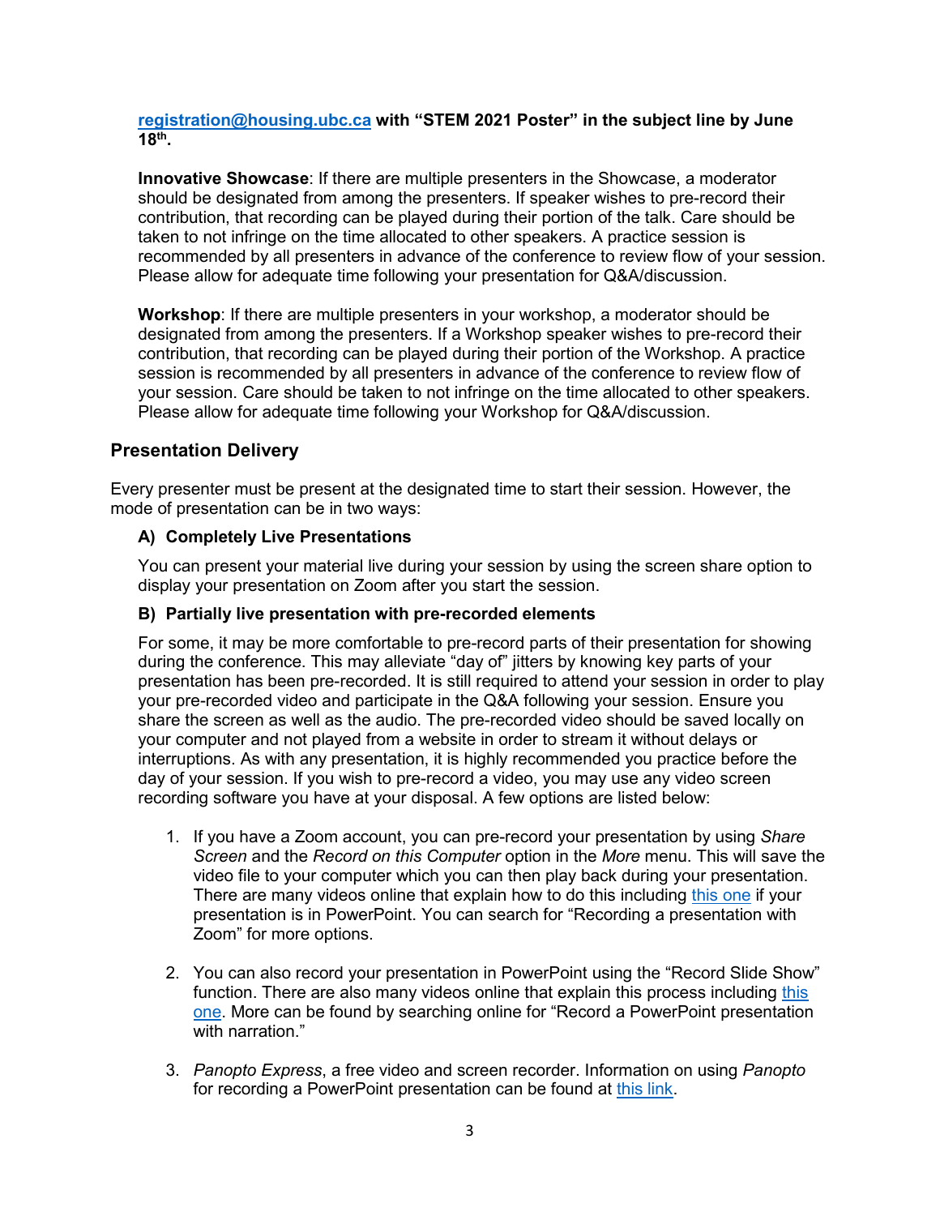**registration@housing.ubc.ca with "STEM 2021 Poster" in the subject line by June 18th.**

**Innovative Showcase**: If there are multiple presenters in the Showcase, a moderator should be designated from among the presenters. If speaker wishes to pre-record their contribution, that recording can be played during their portion of the talk. Care should be taken to not infringe on the time allocated to other speakers. A practice session is recommended by all presenters in advance of the conference to review flow of your session. Please allow for adequate time following your presentation for Q&A/discussion.

**Workshop**: If there are multiple presenters in your workshop, a moderator should be designated from among the presenters. If a Workshop speaker wishes to pre-record their contribution, that recording can be played during their portion of the Workshop. A practice session is recommended by all presenters in advance of the conference to review flow of your session. Care should be taken to not infringe on the time allocated to other speakers. Please allow for adequate time following your Workshop for Q&A/discussion.

## Presentation Delivery

Every presenter must be present at the designated time to start their session. However, the mode of presentation can be in two ways:

### A) Completely Live Presentations

You can present your material live during your session by using the screen share option to display your presentation on Zoom after you start the session.

### B) Partially live presentation with pre-recorded elements

For some, it may be more comfortable to pre-record parts of their presentation for showing during the conference. This may alleviate "day of" jitters by knowing key parts of your presentation has been pre-recorded. It is still required to attend your session in order to play your pre-recorded video and participate in the Q&A following your session. Ensure you share the screen as well as the audio. The pre-recorded video should be saved locally on your computer and not played from a website in order to stream it without delays or interruptions. As with any presentation, it is highly recommended you practice before the day of your session. If you wish to pre-record a video, you may use any video screen recording software you have at your disposal. A few options are listed below:

1. If you have a Zoom account, you can pre-record your presentation by using *Share Screen* and the *Record on this Computer* option in the *More* menu. This will save the video file to your computer which you can then play back during your presentation. There are many videos online that explain how to do this including this one if your presentation is in PowerPoint. You can search for "Recording a presentation with Zoom" for more options.

2. You can also record your presentation in PowerPoint using the "Record Slide Show" function. There are also many videos online that explain this process including this one. More can be found by searching online for "Record a PowerPoint presentation with narration."

3. *Panopto Express*, a free video and screen recorder. Information on using *Panopto* for recording a PowerPoint presentation can be found at this link.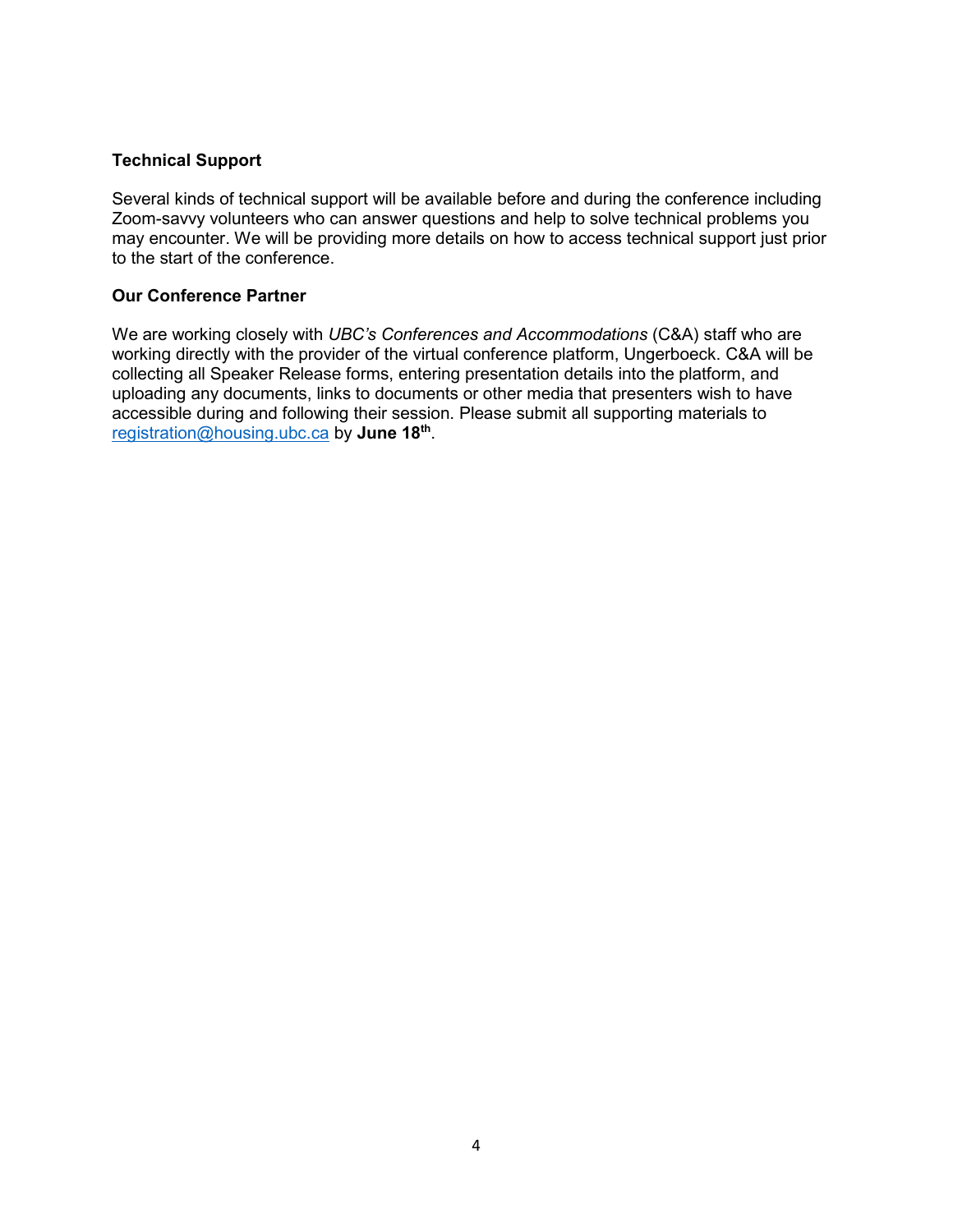**Technical Support**

Several kinds of technical support will be available before and during the conference including Zoom-savvy volunteers who can answer questions and help to solve technical problems you may encounter. We will be providing more details on how to access technical support just prior to the start of the conference.

**Our Conference Partner**

We are working closely with *UBC's Conferences and Accommodations* (C&A) staff who are working directly with the provider of the virtual conference platform, Ungerboeck. C&A will be collecting all Speaker Release forms, entering presentation details into the platform, and uploading any documents, links to documents or other media that presenters wish to have accessible during and following their session. Please submit all supporting materials to [registration@housing.ubc.ca](mailto:registration@housing.ubc.ca) by **June 18th**.